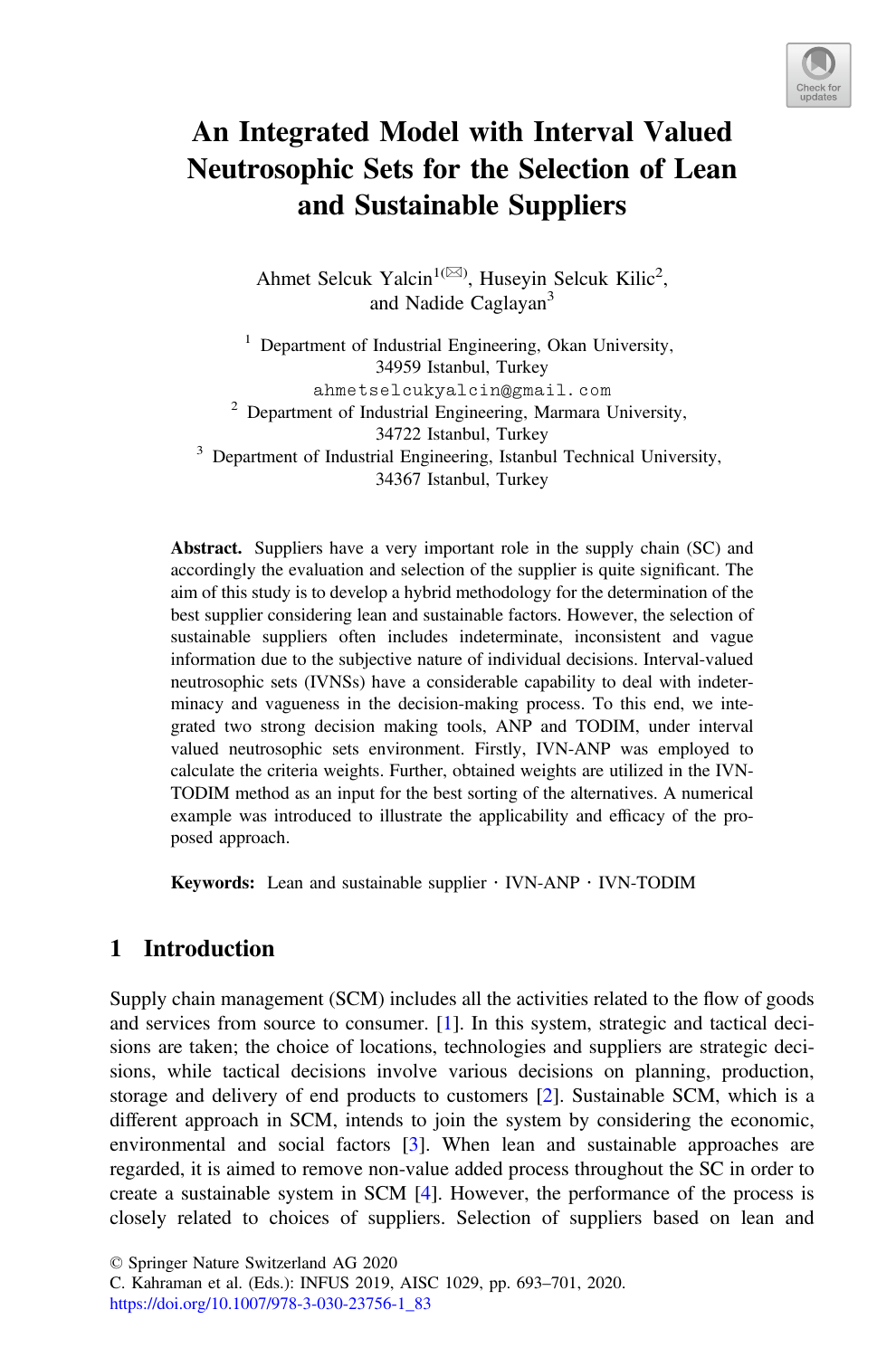# An Integrated Model with Interval Valued Neutrosophic Sets for the Selection of Lean and Sustainable Suppliers

Ahmet Selcuk Yalcin[1](✉), Huseyin Selcuk Kilic[2], and Nadide Caglayan[3]

[1] Department of Industrial Engineering, Okan University, 34959 Istanbul, Turkey
ahmetselcukyalcin@gmail.com

[2] Department of Industrial Engineering, Marmara University, 34722 Istanbul, Turkey

[3] Department of Industrial Engineering, Istanbul Technical University, 34367 Istanbul, Turkey

**Abstract.** Suppliers have a very important role in the supply chain (SC) and accordingly the evaluation and selection of the supplier is quite significant. The aim of this study is to develop a hybrid methodology for the determination of the best supplier considering lean and sustainable factors. However, the selection of sustainable suppliers often includes indeterminate, inconsistent and vague information due to the subjective nature of individual decisions. Interval-valued neutrosophic sets (IVNSs) have a considerable capability to deal with indeterminacy and vagueness in the decision-making process. To this end, we integrated two strong decision making tools, ANP and TODIM, under interval valued neutrosophic sets environment. Firstly, IVN-ANP was employed to calculate the criteria weights. Further, obtained weights are utilized in the IVN-TODIM method as an input for the best sorting of the alternatives. A numerical example was introduced to illustrate the applicability and efficacy of the proposed approach.

**Keywords:** Lean and sustainable supplier · IVN-ANP · IVN-TODIM

## 1 Introduction

Supply chain management (SCM) includes all the activities related to the flow of goods and services from source to consumer. [1]. In this system, strategic and tactical decisions are taken; the choice of locations, technologies and suppliers are strategic decisions, while tactical decisions involve various decisions on planning, production, storage and delivery of end products to customers [2]. Sustainable SCM, which is a different approach in SCM, intends to join the system by considering the economic, environmental and social factors [3]. When lean and sustainable approaches are regarded, it is aimed to remove non-value added process throughout the SC in order to create a sustainable system in SCM [4]. However, the performance of the process is closely related to choices of suppliers. Selection of suppliers based on lean and

© Springer Nature Switzerland AG 2020
C. Kahraman et al. (Eds.): INFUS 2019, AISC 1029, pp. 693–701, 2020.
https://doi.org/10.1007/978-3-030-23756-1_83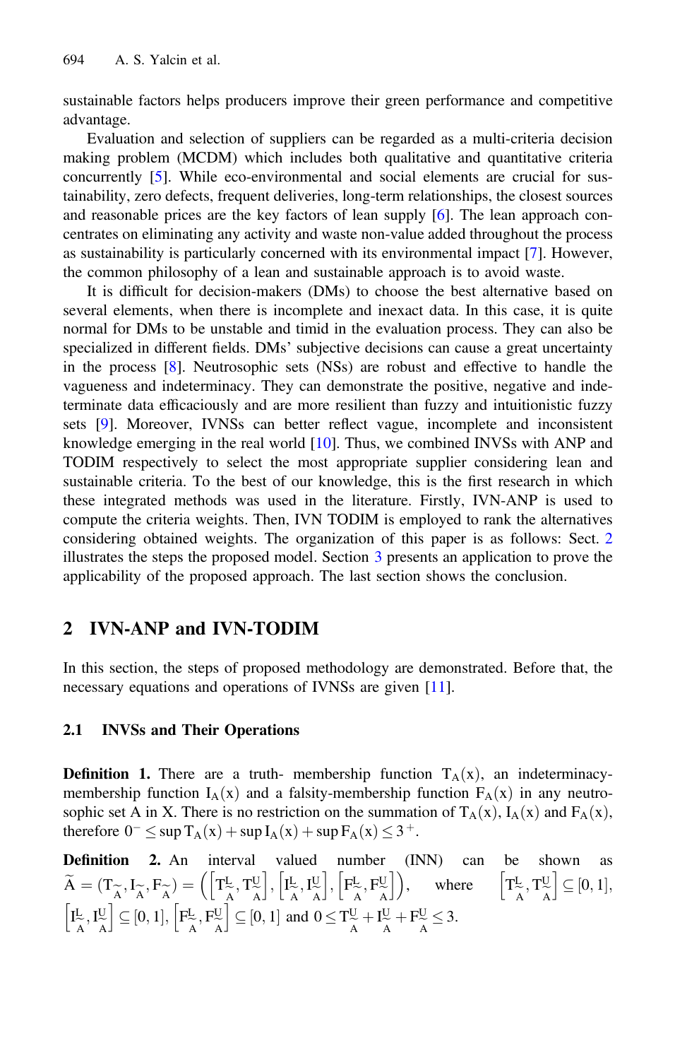sustainable factors helps producers improve their green performance and competitive advantage.

Evaluation and selection of suppliers can be regarded as a multi-criteria decision making problem (MCDM) which includes both qualitative and quantitative criteria concurrently [5]. While eco-environmental and social elements are crucial for sustainability, zero defects, frequent deliveries, long-term relationships, the closest sources and reasonable prices are the key factors of lean supply [6]. The lean approach concentrates on eliminating any activity and waste non-value added throughout the process as sustainability is particularly concerned with its environmental impact [7]. However, the common philosophy of a lean and sustainable approach is to avoid waste.

It is difficult for decision-makers (DMs) to choose the best alternative based on several elements, when there is incomplete and inexact data. In this case, it is quite normal for DMs to be unstable and timid in the evaluation process. They can also be specialized in different fields. DMs' subjective decisions can cause a great uncertainty in the process [8]. Neutrosophic sets (NSs) are robust and effective to handle the vagueness and indeterminacy. They can demonstrate the positive, negative and indeterminate data efficaciously and are more resilient than fuzzy and intuitionistic fuzzy sets [9]. Moreover, IVNSs can better reflect vague, incomplete and inconsistent knowledge emerging in the real world [10]. Thus, we combined INVSs with ANP and TODIM respectively to select the most appropriate supplier considering lean and sustainable criteria. To the best of our knowledge, this is the first research in which these integrated methods was used in the literature. Firstly, IVN-ANP is used to compute the criteria weights. Then, IVN TODIM is employed to rank the alternatives considering obtained weights. The organization of this paper is as follows: Sect. 2 illustrates the steps the proposed model. Section 3 presents an application to prove the applicability of the proposed approach. The last section shows the conclusion.

## 2 IVN-ANP and IVN-TODIM

In this section, the steps of proposed methodology are demonstrated. Before that, the necessary equations and operations of IVNSs are given [11].

### 2.1 INVSs and Their Operations

**Definition 1.** There are a truth- membership function $T_A(x)$, an indeterminacy-membership function $I_A(x)$ and a falsity-membership function $F_A(x)$ in any neutrosophic set A in X. There is no restriction on the summation of $T_A(x)$, $I_A(x)$ and $F_A(x)$, therefore $0^- \leq \sup T_A(x) + \sup I_A(x) + \sup F_A(x) \leq 3^+$.

**Definition 2.** An interval valued number (INN) can be shown as $\widetilde{A} = (T_{\widetilde{A}}, I_{\widetilde{A}}, F_{\widetilde{A}}) = \left(\left[T^L_{\widetilde{A}}, T^U_{\widetilde{A}}\right], \left[I^L_{\widetilde{A}}, I^U_{\widetilde{A}}\right], \left[F^L_{\widetilde{A}}, F^U_{\widetilde{A}}\right]\right)$, where $\left[T^L_{\widetilde{A}}, T^U_{\widetilde{A}}\right] \subseteq [0,1]$, $\left[I^L_{\widetilde{A}}, I^U_{\widetilde{A}}\right] \subseteq [0,1]$, $\left[F^L_{\widetilde{A}}, F^U_{\widetilde{A}}\right] \subseteq [0,1]$ and $0 \leq T^U_{\widetilde{A}} + I^U_{\widetilde{A}} + F^U_{\widetilde{A}} \leq 3$.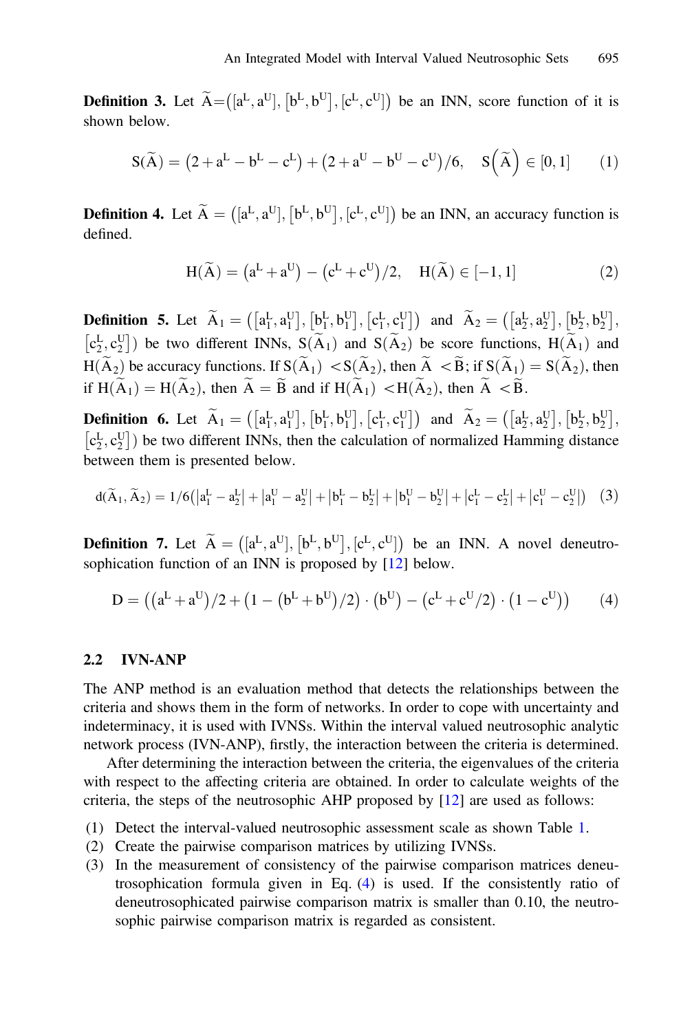**Definition 3.** Let $\widetilde{A} = ([a^L, a^U], [b^L, b^U], [c^L, c^U])$ be an INN, score function of it is shown below.

$$S(\widetilde{A}) = (2 + a^L - b^L - c^L) + (2 + a^U - b^U - c^U)/6, \quad S(\widetilde{A}) \in [0, 1] \qquad (1)$$

**Definition 4.** Let $\widetilde{A} = ([a^L, a^U], [b^L, b^U], [c^L, c^U])$ be an INN, an accuracy function is defined.

$$H(\widetilde{A}) = (a^L + a^U) - (c^L + c^U)/2, \quad H(\widetilde{A}) \in [-1, 1] \qquad (2)$$

**Definition 5.** Let $\widetilde{A}_1 = ([a_1^L, a_1^U], [b_1^L, b_1^U], [c_1^L, c_1^U])$ and $\widetilde{A}_2 = ([a_2^L, a_2^U], [b_2^L, b_2^U], [c_2^L, c_2^U])$ be two different INNs, $S(\widetilde{A}_1)$ and $S(\widetilde{A}_2)$ be score functions, $H(\widetilde{A}_1)$ and $H(\widetilde{A}_2)$ be accuracy functions. If $S(\widetilde{A}_1) < S(\widetilde{A}_2)$, then $\widetilde{A} < \widetilde{B}$; if $S(\widetilde{A}_1) = S(\widetilde{A}_2)$, then if $H(\widetilde{A}_1) = H(\widetilde{A}_2)$, then $\widetilde{A} = \widetilde{B}$ and if $H(\widetilde{A}_1) < H(\widetilde{A}_2)$, then $\widetilde{A} < \widetilde{B}$.

**Definition 6.** Let $\widetilde{A}_1 = ([a_1^L, a_1^U], [b_1^L, b_1^U], [c_1^L, c_1^U])$ and $\widetilde{A}_2 = ([a_2^L, a_2^U], [b_2^L, b_2^U], [c_2^L, c_2^U])$ be two different INNs, then the calculation of normalized Hamming distance between them is presented below.

$$d(\widetilde{A}_1, \widetilde{A}_2) = 1/6(|a_1^L - a_2^L| + |a_1^U - a_2^U| + |b_1^L - b_2^L| + |b_1^U - b_2^U| + |c_1^L - c_2^L| + |c_1^U - c_2^U|) \qquad (3)$$

**Definition 7.** Let $\widetilde{A} = ([a^L, a^U], [b^L, b^U], [c^L, c^U])$ be an INN. A novel deneutrosophication function of an INN is proposed by [12] below.

$$D = ((a^L + a^U)/2 + (1 - (b^L + b^U)/2) \cdot (b^U) - (c^L + c^U/2) \cdot (1 - c^U)) \qquad (4)$$

### 2.2 IVN-ANP

The ANP method is an evaluation method that detects the relationships between the criteria and shows them in the form of networks. In order to cope with uncertainty and indeterminacy, it is used with IVNSs. Within the interval valued neutrosophic analytic network process (IVN-ANP), firstly, the interaction between the criteria is determined.

After determining the interaction between the criteria, the eigenvalues of the criteria with respect to the affecting criteria are obtained. In order to calculate weights of the criteria, the steps of the neutrosophic AHP proposed by [12] are used as follows:

(1) Detect the interval-valued neutrosophic assessment scale as shown Table 1.
(2) Create the pairwise comparison matrices by utilizing IVNSs.
(3) In the measurement of consistency of the pairwise comparison matrices deneutrosophication formula given in Eq. (4) is used. If the consistently ratio of deneutrosophicated pairwise comparison matrix is smaller than 0.10, the neutrosophic pairwise comparison matrix is regarded as consistent.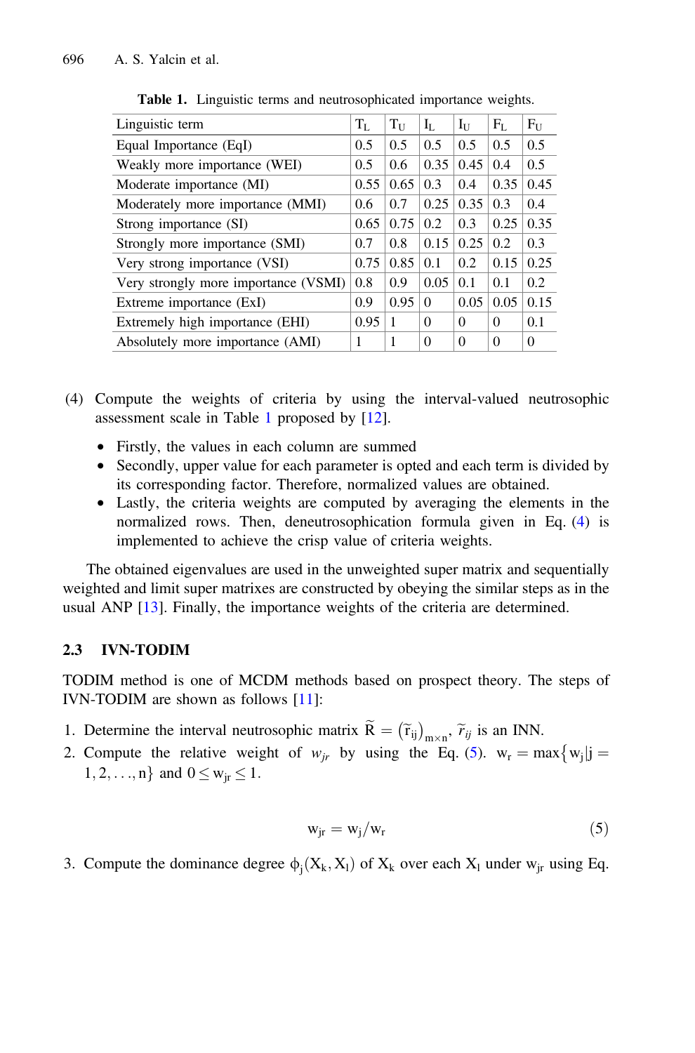**Table 1.** Linguistic terms and neutrosophicated importance weights.

| Linguistic term | $T_L$ | $T_U$ | $I_L$ | $I_U$ | $F_L$ | $F_U$ |
|---|---|---|---|---|---|---|
| Equal Importance (EqI) | 0.5 | 0.5 | 0.5 | 0.5 | 0.5 | 0.5 |
| Weakly more importance (WEI) | 0.5 | 0.6 | 0.35 | 0.45 | 0.4 | 0.5 |
| Moderate importance (MI) | 0.55 | 0.65 | 0.3 | 0.4 | 0.35 | 0.45 |
| Moderately more importance (MMI) | 0.6 | 0.7 | 0.25 | 0.35 | 0.3 | 0.4 |
| Strong importance (SI) | 0.65 | 0.75 | 0.2 | 0.3 | 0.25 | 0.35 |
| Strongly more importance (SMI) | 0.7 | 0.8 | 0.15 | 0.25 | 0.2 | 0.3 |
| Very strong importance (VSI) | 0.75 | 0.85 | 0.1 | 0.2 | 0.15 | 0.25 |
| Very strongly more importance (VSMI) | 0.8 | 0.9 | 0.05 | 0.1 | 0.1 | 0.2 |
| Extreme importance (ExI) | 0.9 | 0.95 | 0 | 0.05 | 0.05 | 0.15 |
| Extremely high importance (EHI) | 0.95 | 1 | 0 | 0 | 0 | 0.1 |
| Absolutely more importance (AMI) | 1 | 1 | 0 | 0 | 0 | 0 |

(4) Compute the weights of criteria by using the interval-valued neutrosophic assessment scale in Table 1 proposed by [12].

- Firstly, the values in each column are summed
- Secondly, upper value for each parameter is opted and each term is divided by its corresponding factor. Therefore, normalized values are obtained.
- Lastly, the criteria weights are computed by averaging the elements in the normalized rows. Then, deneutrosophication formula given in Eq. (4) is implemented to achieve the crisp value of criteria weights.

The obtained eigenvalues are used in the unweighted super matrix and sequentially weighted and limit super matrixes are constructed by obeying the similar steps as in the usual ANP [13]. Finally, the importance weights of the criteria are determined.

### 2.3 IVN-TODIM

TODIM method is one of MCDM methods based on prospect theory. The steps of IVN-TODIM are shown as follows [11]:

1. Determine the interval neutrosophic matrix $\widetilde{R} = \left(\widetilde{r}_{ij}\right)_{m \times n}$, $\widetilde{r}_{ij}$ is an INN.
2. Compute the relative weight of $w_{jr}$ by using the Eq. (5). $w_r = \max\{w_j | j = 1, 2, \ldots, n\}$ and $0 \leq w_{jr} \leq 1$.

$$w_{jr} = w_j / w_r \tag{5}$$

3. Compute the dominance degree $\phi_j(X_k, X_l)$ of $X_k$ over each $X_l$ under $w_{jr}$ using Eq.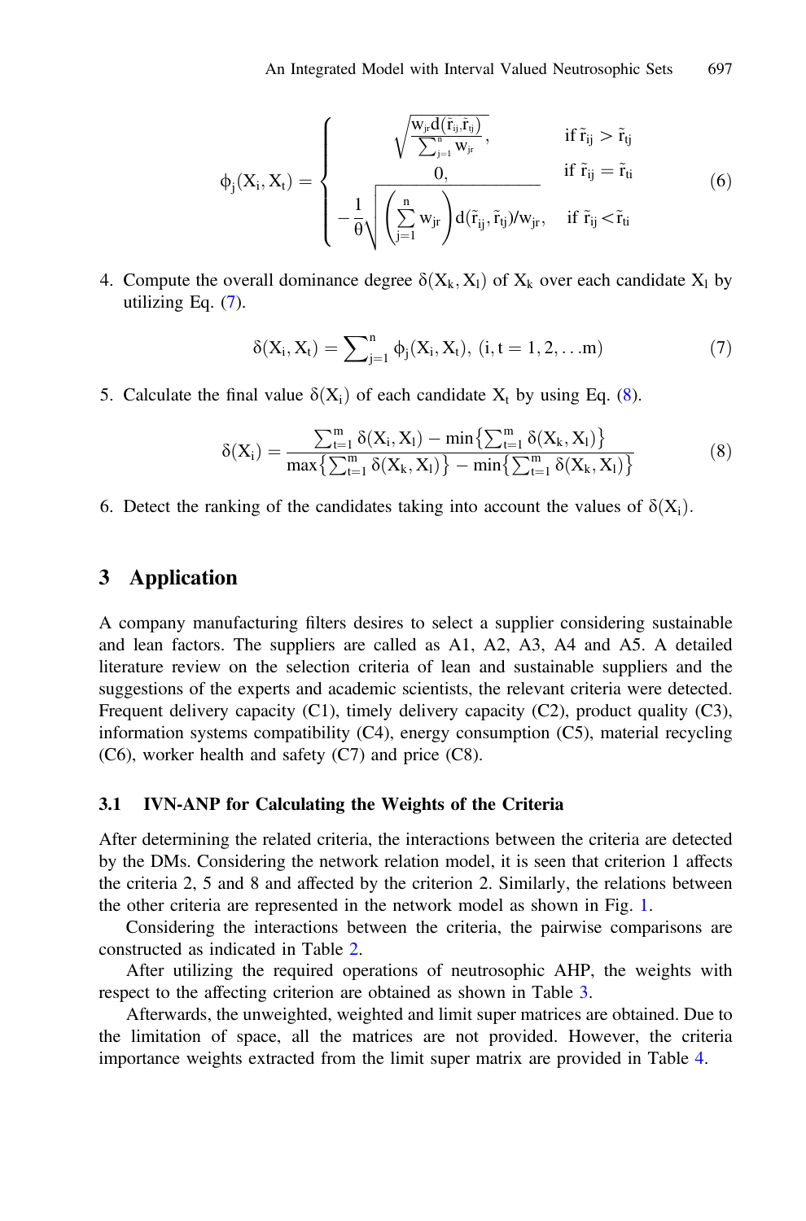$$
\phi_j(X_i, X_t) = \begin{cases} \sqrt{\dfrac{w_{jr} d(\tilde{r}_{ij}, \tilde{r}_{tj})}{\sum_{j=1}^{n} w_{jr}}}, & \text{if } \tilde{r}_{ij} > \tilde{r}_{tj} \\ 0, & \text{if } \tilde{r}_{ij} = \tilde{r}_{ti} \\ -\dfrac{1}{\theta}\sqrt{\left(\sum_{j=1}^{n} w_{jr}\right) d(\tilde{r}_{ij}, \tilde{r}_{tj})/w_{jr}}, & \text{if } \tilde{r}_{ij} < \tilde{r}_{ti} \end{cases} \tag{6}
$$

4. Compute the overall dominance degree $\delta(X_k, X_l)$ of $X_k$ over each candidate $X_l$ by utilizing Eq. (7).

$$
\delta(X_i, X_t) = \sum\nolimits_{j=1}^{n} \phi_j(X_i, X_t), \ (i, t = 1, 2, \ldots m) \tag{7}
$$

5. Calculate the final value $\delta(X_i)$ of each candidate $X_t$ by using Eq. (8).

$$
\delta(X_i) = \frac{\sum_{t=1}^{m} \delta(X_i, X_l) - \min\left\{\sum_{t=1}^{m} \delta(X_k, X_l)\right\}}{\max\left\{\sum_{t=1}^{m} \delta(X_k, X_l)\right\} - \min\left\{\sum_{t=1}^{m} \delta(X_k, X_l)\right\}} \tag{8}
$$

6. Detect the ranking of the candidates taking into account the values of $\delta(X_i)$.

## 3 Application

A company manufacturing filters desires to select a supplier considering sustainable and lean factors. The suppliers are called as A1, A2, A3, A4 and A5. A detailed literature review on the selection criteria of lean and sustainable suppliers and the suggestions of the experts and academic scientists, the relevant criteria were detected. Frequent delivery capacity (C1), timely delivery capacity (C2), product quality (C3), information systems compatibility (C4), energy consumption (C5), material recycling (C6), worker health and safety (C7) and price (C8).

### 3.1 IVN-ANP for Calculating the Weights of the Criteria

After determining the related criteria, the interactions between the criteria are detected by the DMs. Considering the network relation model, it is seen that criterion 1 affects the criteria 2, 5 and 8 and affected by the criterion 2. Similarly, the relations between the other criteria are represented in the network model as shown in Fig. 1.

Considering the interactions between the criteria, the pairwise comparisons are constructed as indicated in Table 2.

After utilizing the required operations of neutrosophic AHP, the weights with respect to the affecting criterion are obtained as shown in Table 3.

Afterwards, the unweighted, weighted and limit super matrices are obtained. Due to the limitation of space, all the matrices are not provided. However, the criteria importance weights extracted from the limit super matrix are provided in Table 4.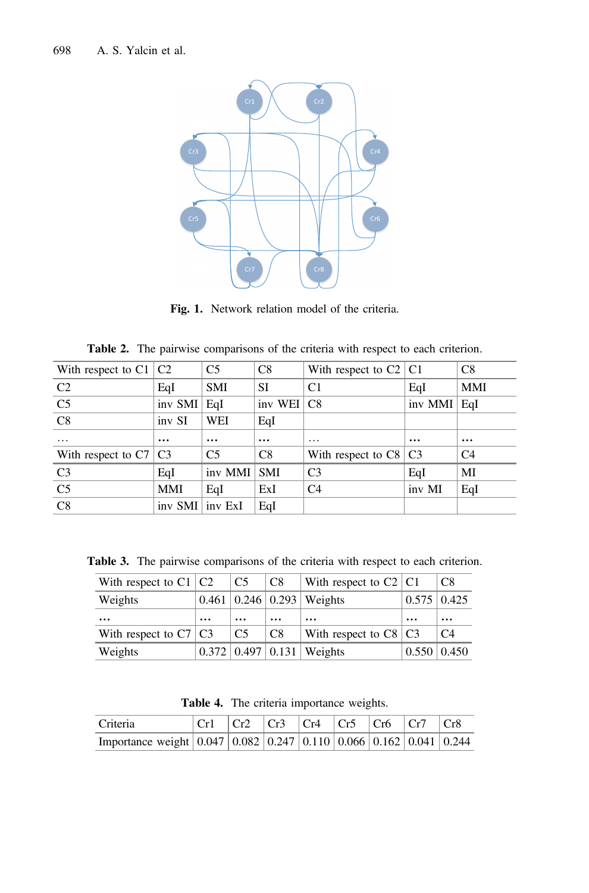**Fig. 1.** Network relation model of the criteria.

**Table 2.** The pairwise comparisons of the criteria with respect to each criterion.

| With respect to C1 | C2 | C5 | C8 | With respect to C2 | C1 | C8 |
|---|---|---|---|---|---|---|
| C2 | EqI | SMI | SI | C1 | EqI | MMI |
| C5 | inv SMI | EqI | inv WEI | C8 | inv MMI | EqI |
| C8 | inv SI | WEI | EqI | | | |
| … | … | … | … | … | … | … |
| With respect to C7 | C3 | C5 | C8 | With respect to C8 | C3 | C4 |
| C3 | EqI | inv MMI | SMI | C3 | EqI | MI |
| C5 | MMI | EqI | ExI | C4 | inv MI | EqI |
| C8 | inv SMI | inv ExI | EqI | | | |

**Table 3.** The pairwise comparisons of the criteria with respect to each criterion.

| With respect to C1 | C2 | C5 | C8 | With respect to C2 | C1 | C8 |
|---|---|---|---|---|---|---|
| Weights | 0.461 | 0.246 | 0.293 | Weights | 0.575 | 0.425 |
| … | … | … | … | … | … | … |
| With respect to C7 | C3 | C5 | C8 | With respect to C8 | C3 | C4 |
| Weights | 0.372 | 0.497 | 0.131 | Weights | 0.550 | 0.450 |

**Table 4.** The criteria importance weights.

| Criteria | Cr1 | Cr2 | Cr3 | Cr4 | Cr5 | Cr6 | Cr7 | Cr8 |
|---|---|---|---|---|---|---|---|---|
| Importance weight | 0.047 | 0.082 | 0.247 | 0.110 | 0.066 | 0.162 | 0.041 | 0.244 |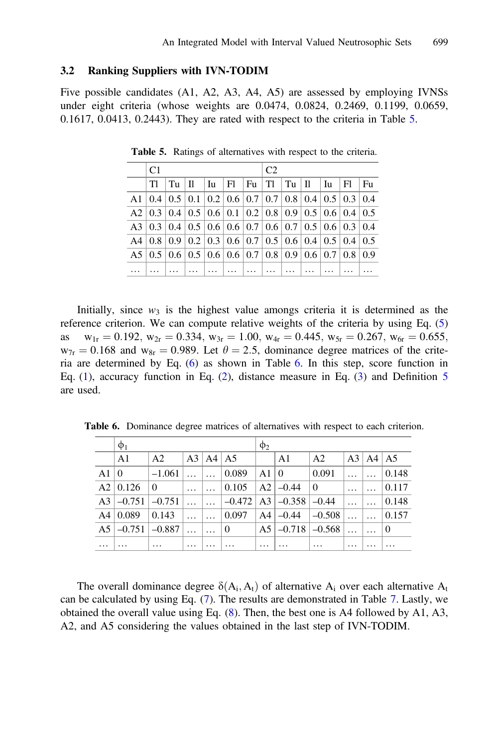### 3.2 Ranking Suppliers with IVN-TODIM

Five possible candidates (A1, A2, A3, A4, A5) are assessed by employing IVNSs under eight criteria (whose weights are 0.0474, 0.0824, 0.2469, 0.1199, 0.0659, 0.1617, 0.0413, 0.2443). They are rated with respect to the criteria in Table 5.

**Table 5.** Ratings of alternatives with respect to the criteria.

| | C1 | | | | | | C2 | | | | | |
|---|---|---|---|---|---|---|---|---|---|---|---|---|
| | Tl | Tu | Il | Iu | Fl | Fu | Tl | Tu | Il | Iu | Fl | Fu |
| A1 | 0.4 | 0.5 | 0.1 | 0.2 | 0.6 | 0.7 | 0.7 | 0.8 | 0.4 | 0.5 | 0.3 | 0.4 |
| A2 | 0.3 | 0.4 | 0.5 | 0.6 | 0.1 | 0.2 | 0.8 | 0.9 | 0.5 | 0.6 | 0.4 | 0.5 |
| A3 | 0.3 | 0.4 | 0.5 | 0.6 | 0.6 | 0.7 | 0.6 | 0.7 | 0.5 | 0.6 | 0.3 | 0.4 |
| A4 | 0.8 | 0.9 | 0.2 | 0.3 | 0.6 | 0.7 | 0.5 | 0.6 | 0.4 | 0.5 | 0.4 | 0.5 |
| A5 | 0.5 | 0.6 | 0.5 | 0.6 | 0.6 | 0.7 | 0.8 | 0.9 | 0.6 | 0.7 | 0.8 | 0.9 |
| … | … | … | … | … | … | … | … | … | … | … | … | … |

Initially, since $w_3$ is the highest value amongs criteria it is determined as the reference criterion. We can compute relative weights of the criteria by using Eq. (5) as $w_{1r} = 0.192$, $w_{2r} = 0.334$, $w_{3r} = 1.00$, $w_{4r} = 0.445$, $w_{5r} = 0.267$, $w_{6r} = 0.655$, $w_{7r} = 0.168$ and $w_{8r} = 0.989$. Let $\theta = 2.5$, dominance degree matrices of the criteria are determined by Eq. (6) as shown in Table 6. In this step, score function in Eq. (1), accuracy function in Eq. (2), distance measure in Eq. (3) and Definition 5 are used.

**Table 6.** Dominance degree matrices of alternatives with respect to each criterion.

| | $\phi_1$ | | | | | $\phi_2$ | | | | | |
|---|---|---|---|---|---|---|---|---|---|---|---|
| | A1 | A2 | A3 | A4 | A5 | | A1 | A2 | A3 | A4 | A5 |
| A1 | 0 | –1.061 | … | … | 0.089 | A1 | 0 | 0.091 | … | … | 0.148 |
| A2 | 0.126 | 0 | … | … | 0.105 | A2 | –0.44 | 0 | … | … | 0.117 |
| A3 | –0.751 | –0.751 | … | … | –0.472 | A3 | –0.358 | –0.44 | … | … | 0.148 |
| A4 | 0.089 | 0.143 | … | … | 0.097 | A4 | –0.44 | –0.508 | … | … | 0.157 |
| A5 | –0.751 | –0.887 | … | … | 0 | A5 | –0.718 | –0.568 | … | … | 0 |
| … | … | … | … | … | … | … | … | … | … | … | … |

The overall dominance degree $\delta(A_i, A_t)$ of alternative $A_i$ over each alternative $A_t$ can be calculated by using Eq. (7). The results are demonstrated in Table 7. Lastly, we obtained the overall value using Eq. (8). Then, the best one is A4 followed by A1, A3, A2, and A5 considering the values obtained in the last step of IVN-TODIM.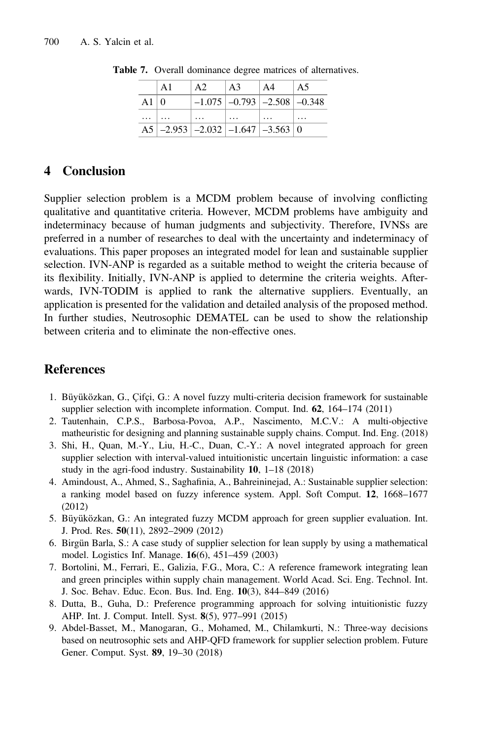**Table 7.** Overall dominance degree matrices of alternatives.

| | A1 | A2 | A3 | A4 | A5 |
|---|---|---|---|---|---|
| A1 | 0 | –1.075 | –0.793 | –2.508 | –0.348 |
| … | … | … | … | … | … |
| A5 | –2.953 | –2.032 | –1.647 | –3.563 | 0 |

## 4 Conclusion

Supplier selection problem is a MCDM problem because of involving conflicting qualitative and quantitative criteria. However, MCDM problems have ambiguity and indeterminacy because of human judgments and subjectivity. Therefore, IVNSs are preferred in a number of researches to deal with the uncertainty and indeterminacy of evaluations. This paper proposes an integrated model for lean and sustainable supplier selection. IVN-ANP is regarded as a suitable method to weight the criteria because of its flexibility. Initially, IVN-ANP is applied to determine the criteria weights. Afterwards, IVN-TODIM is applied to rank the alternative suppliers. Eventually, an application is presented for the validation and detailed analysis of the proposed method. In further studies, Neutrosophic DEMATEL can be used to show the relationship between criteria and to eliminate the non-effective ones.

## References

1. Büyüközkan, G., Çifçi, G.: A novel fuzzy multi-criteria decision framework for sustainable supplier selection with incomplete information. Comput. Ind. **62**, 164–174 (2011)
2. Tautenhain, C.P.S., Barbosa-Povoa, A.P., Nascimento, M.C.V.: A multi-objective matheuristic for designing and planning sustainable supply chains. Comput. Ind. Eng. (2018)
3. Shi, H., Quan, M.-Y., Liu, H.-C., Duan, C.-Y.: A novel integrated approach for green supplier selection with interval-valued intuitionistic uncertain linguistic information: a case study in the agri-food industry. Sustainability **10**, 1–18 (2018)
4. Amindoust, A., Ahmed, S., Saghafinia, A., Bahreininejad, A.: Sustainable supplier selection: a ranking model based on fuzzy inference system. Appl. Soft Comput. **12**, 1668–1677 (2012)
5. Büyüközkan, G.: An integrated fuzzy MCDM approach for green supplier evaluation. Int. J. Prod. Res. **50**(11), 2892–2909 (2012)
6. Birgün Barla, S.: A case study of supplier selection for lean supply by using a mathematical model. Logistics Inf. Manage. **16**(6), 451–459 (2003)
7. Bortolini, M., Ferrari, E., Galizia, F.G., Mora, C.: A reference framework integrating lean and green principles within supply chain management. World Acad. Sci. Eng. Technol. Int. J. Soc. Behav. Educ. Econ. Bus. Ind. Eng. **10**(3), 844–849 (2016)
8. Dutta, B., Guha, D.: Preference programming approach for solving intuitionistic fuzzy AHP. Int. J. Comput. Intell. Syst. **8**(5), 977–991 (2015)
9. Abdel-Basset, M., Manogaran, G., Mohamed, M., Chilamkurti, N.: Three-way decisions based on neutrosophic sets and AHP-QFD framework for supplier selection problem. Future Gener. Comput. Syst. **89**, 19–30 (2018)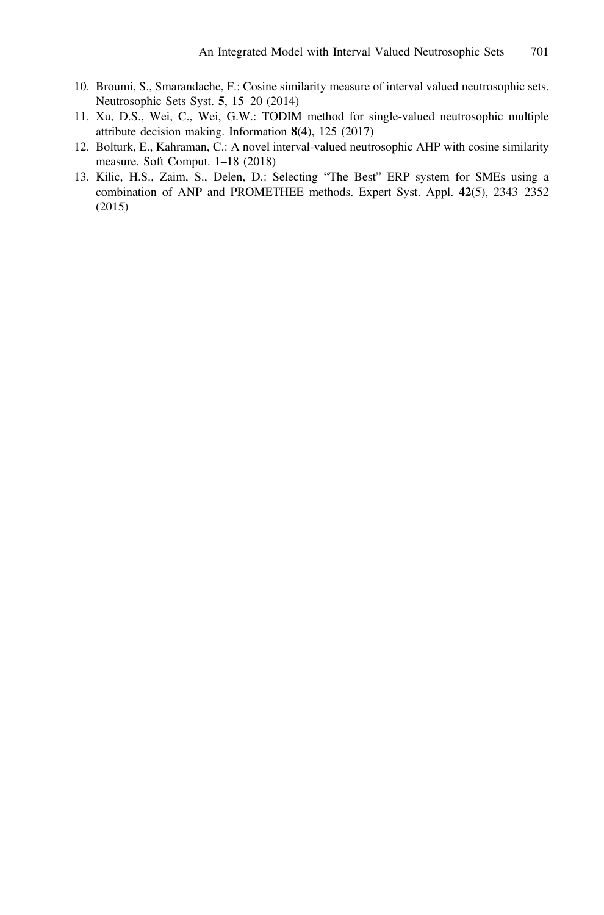10. Broumi, S., Smarandache, F.: Cosine similarity measure of interval valued neutrosophic sets. Neutrosophic Sets Syst. **5**, 15–20 (2014)
11. Xu, D.S., Wei, C., Wei, G.W.: TODIM method for single-valued neutrosophic multiple attribute decision making. Information **8**(4), 125 (2017)
12. Bolturk, E., Kahraman, C.: A novel interval-valued neutrosophic AHP with cosine similarity measure. Soft Comput. 1–18 (2018)
13. Kilic, H.S., Zaim, S., Delen, D.: Selecting "The Best" ERP system for SMEs using a combination of ANP and PROMETHEE methods. Expert Syst. Appl. **42**(5), 2343–2352 (2015)